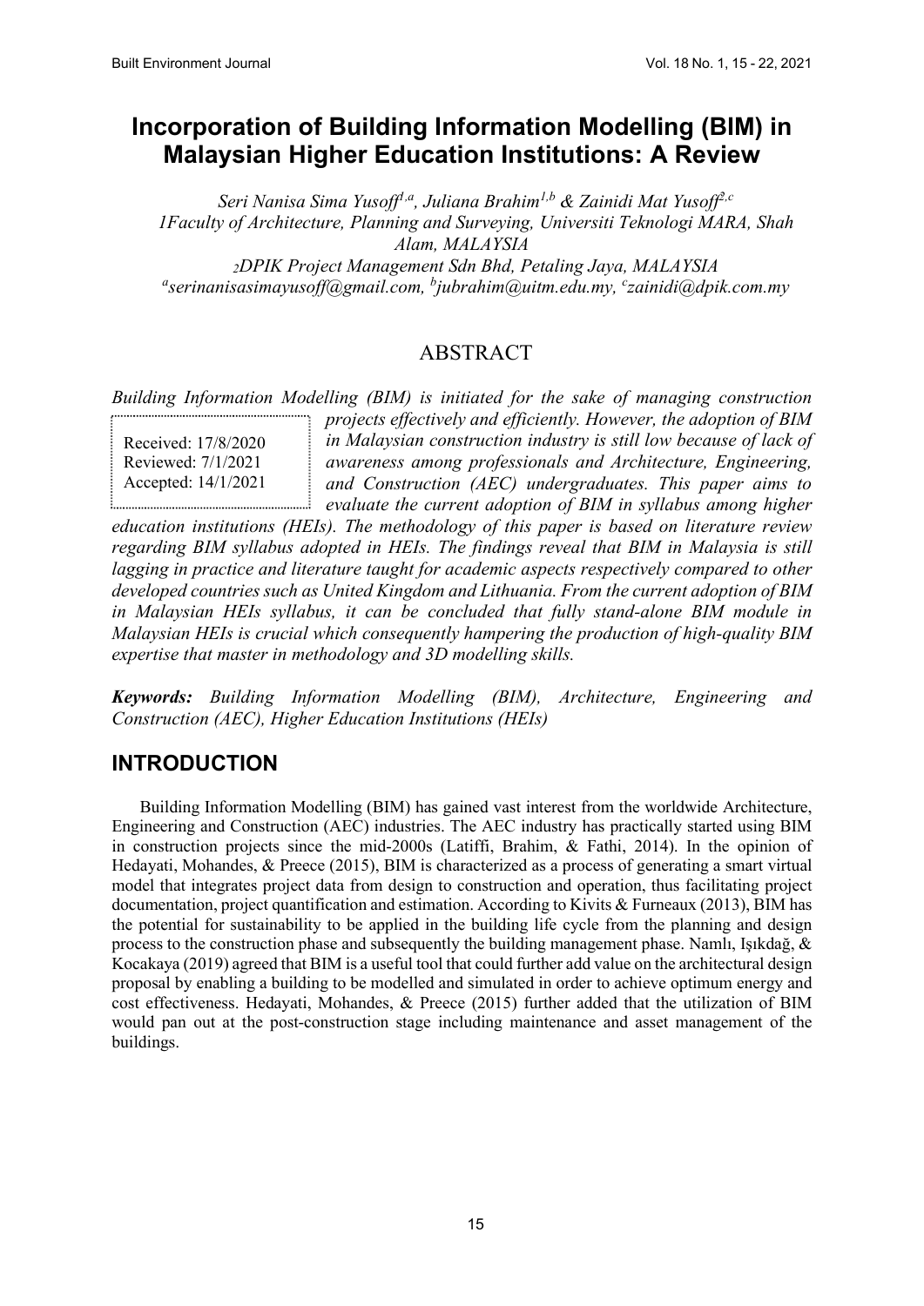# Incorporation of Building Information Modelling (BIM) in Malaysian Higher Education Institutions: A Review

*Seri Nanisa Sima Yusoff[1,a], Juliana Brahim[1,b] & Zainidi Mat Yusoff[2,c]*
*1Faculty of Architecture, Planning and Surveying, Universiti Teknologi MARA, Shah Alam, MALAYSIA*
*2DPIK Project Management Sdn Bhd, Petaling Jaya, MALAYSIA*
*[a]serinanisasimayusoff@gmail.com, [b]jubrahim@uitm.edu.my, [c]zainidi@dpik.com.my*

## ABSTRACT

Received: 17/8/2020
Reviewed: 7/1/2021
Accepted: 14/1/2021

*Building Information Modelling (BIM) is initiated for the sake of managing construction projects effectively and efficiently. However, the adoption of BIM in Malaysian construction industry is still low because of lack of awareness among professionals and Architecture, Engineering, and Construction (AEC) undergraduates. This paper aims to evaluate the current adoption of BIM in syllabus among higher education institutions (HEIs). The methodology of this paper is based on literature review regarding BIM syllabus adopted in HEIs. The findings reveal that BIM in Malaysia is still lagging in practice and literature taught for academic aspects respectively compared to other developed countries such as United Kingdom and Lithuania. From the current adoption of BIM in Malaysian HEIs syllabus, it can be concluded that fully stand-alone BIM module in Malaysian HEIs is crucial which consequently hampering the production of high-quality BIM expertise that master in methodology and 3D modelling skills.*

***Keywords:*** *Building Information Modelling (BIM), Architecture, Engineering and Construction (AEC), Higher Education Institutions (HEIs)*

## INTRODUCTION

Building Information Modelling (BIM) has gained vast interest from the worldwide Architecture, Engineering and Construction (AEC) industries. The AEC industry has practically started using BIM in construction projects since the mid-2000s (Latiffi, Brahim, & Fathi, 2014). In the opinion of Hedayati, Mohandes, & Preece (2015), BIM is characterized as a process of generating a smart virtual model that integrates project data from design to construction and operation, thus facilitating project documentation, project quantification and estimation. According to Kivits & Furneaux (2013), BIM has the potential for sustainability to be applied in the building life cycle from the planning and design process to the construction phase and subsequently the building management phase. Namlı, Işıkdağ, & Kocakaya (2019) agreed that BIM is a useful tool that could further add value on the architectural design proposal by enabling a building to be modelled and simulated in order to achieve optimum energy and cost effectiveness. Hedayati, Mohandes, & Preece (2015) further added that the utilization of BIM would pan out at the post-construction stage including maintenance and asset management of the buildings.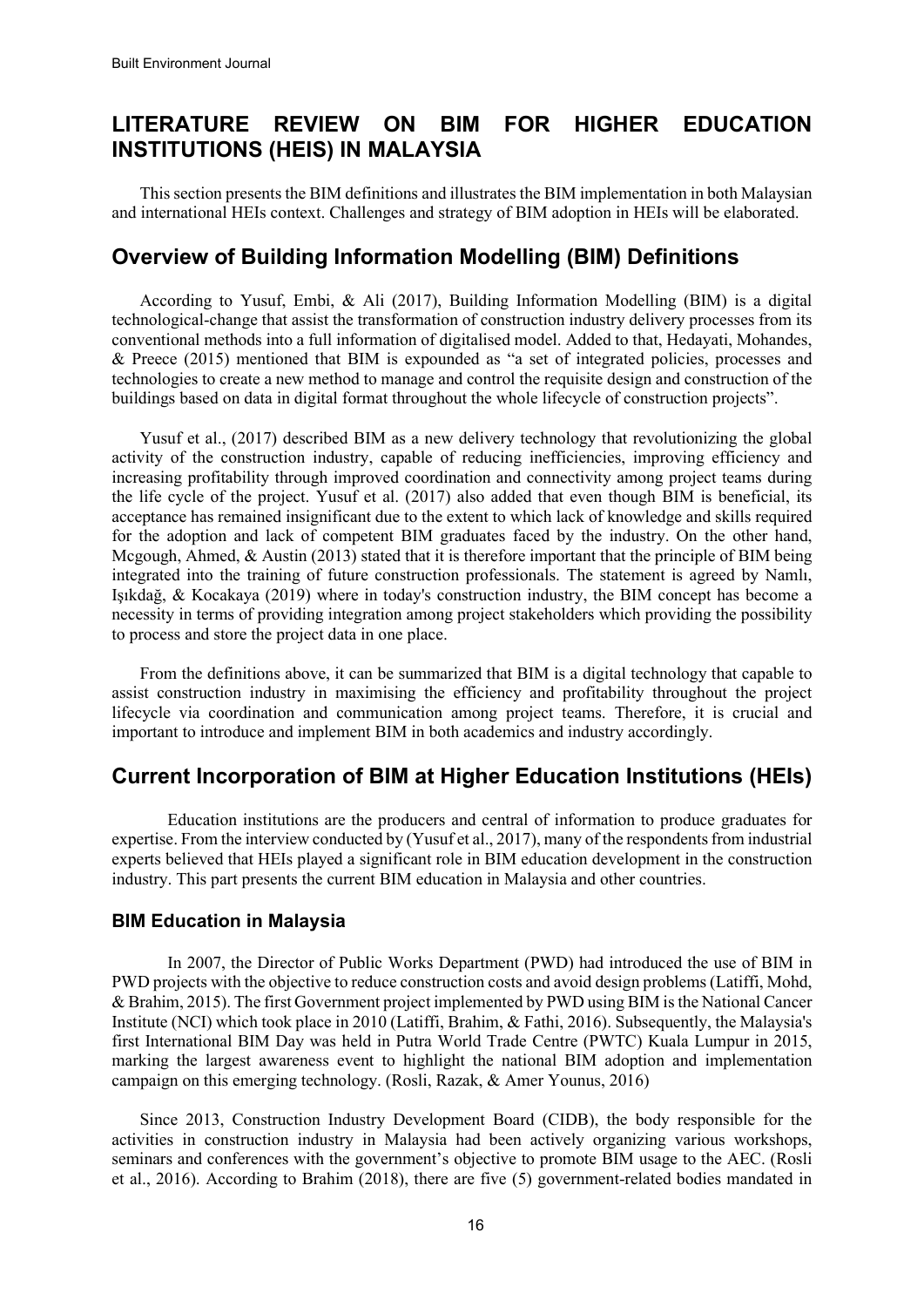# LITERATURE REVIEW ON BIM FOR HIGHER EDUCATION INSTITUTIONS (HEIS) IN MALAYSIA

This section presents the BIM definitions and illustrates the BIM implementation in both Malaysian and international HEIs context. Challenges and strategy of BIM adoption in HEIs will be elaborated.

## Overview of Building Information Modelling (BIM) Definitions

According to Yusuf, Embi, & Ali (2017), Building Information Modelling (BIM) is a digital technological-change that assist the transformation of construction industry delivery processes from its conventional methods into a full information of digitalised model. Added to that, Hedayati, Mohandes, & Preece (2015) mentioned that BIM is expounded as "a set of integrated policies, processes and technologies to create a new method to manage and control the requisite design and construction of the buildings based on data in digital format throughout the whole lifecycle of construction projects".

Yusuf et al., (2017) described BIM as a new delivery technology that revolutionizing the global activity of the construction industry, capable of reducing inefficiencies, improving efficiency and increasing profitability through improved coordination and connectivity among project teams during the life cycle of the project. Yusuf et al. (2017) also added that even though BIM is beneficial, its acceptance has remained insignificant due to the extent to which lack of knowledge and skills required for the adoption and lack of competent BIM graduates faced by the industry. On the other hand, Mcgough, Ahmed, & Austin (2013) stated that it is therefore important that the principle of BIM being integrated into the training of future construction professionals. The statement is agreed by Namlı, Işıkdağ, & Kocakaya (2019) where in today's construction industry, the BIM concept has become a necessity in terms of providing integration among project stakeholders which providing the possibility to process and store the project data in one place.

From the definitions above, it can be summarized that BIM is a digital technology that capable to assist construction industry in maximising the efficiency and profitability throughout the project lifecycle via coordination and communication among project teams. Therefore, it is crucial and important to introduce and implement BIM in both academics and industry accordingly.

## Current Incorporation of BIM at Higher Education Institutions (HEIs)

Education institutions are the producers and central of information to produce graduates for expertise. From the interview conducted by (Yusuf et al., 2017), many of the respondents from industrial experts believed that HEIs played a significant role in BIM education development in the construction industry. This part presents the current BIM education in Malaysia and other countries.

### BIM Education in Malaysia

In 2007, the Director of Public Works Department (PWD) had introduced the use of BIM in PWD projects with the objective to reduce construction costs and avoid design problems (Latiffi, Mohd, & Brahim, 2015). The first Government project implemented by PWD using BIM is the National Cancer Institute (NCI) which took place in 2010 (Latiffi, Brahim, & Fathi, 2016). Subsequently, the Malaysia's first International BIM Day was held in Putra World Trade Centre (PWTC) Kuala Lumpur in 2015, marking the largest awareness event to highlight the national BIM adoption and implementation campaign on this emerging technology. (Rosli, Razak, & Amer Younus, 2016)

Since 2013, Construction Industry Development Board (CIDB), the body responsible for the activities in construction industry in Malaysia had been actively organizing various workshops, seminars and conferences with the government's objective to promote BIM usage to the AEC. (Rosli et al., 2016). According to Brahim (2018), there are five (5) government-related bodies mandated in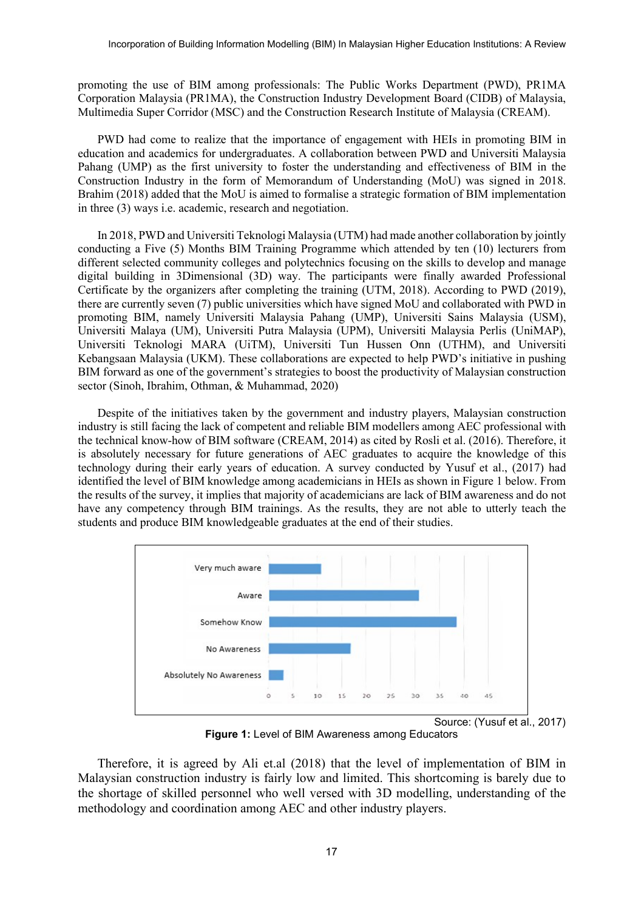promoting the use of BIM among professionals: The Public Works Department (PWD), PR1MA Corporation Malaysia (PR1MA), the Construction Industry Development Board (CIDB) of Malaysia, Multimedia Super Corridor (MSC) and the Construction Research Institute of Malaysia (CREAM).

PWD had come to realize that the importance of engagement with HEIs in promoting BIM in education and academics for undergraduates. A collaboration between PWD and Universiti Malaysia Pahang (UMP) as the first university to foster the understanding and effectiveness of BIM in the Construction Industry in the form of Memorandum of Understanding (MoU) was signed in 2018. Brahim (2018) added that the MoU is aimed to formalise a strategic formation of BIM implementation in three (3) ways i.e. academic, research and negotiation.

In 2018, PWD and Universiti Teknologi Malaysia (UTM) had made another collaboration by jointly conducting a Five (5) Months BIM Training Programme which attended by ten (10) lecturers from different selected community colleges and polytechnics focusing on the skills to develop and manage digital building in 3Dimensional (3D) way. The participants were finally awarded Professional Certificate by the organizers after completing the training (UTM, 2018). According to PWD (2019), there are currently seven (7) public universities which have signed MoU and collaborated with PWD in promoting BIM, namely Universiti Malaysia Pahang (UMP), Universiti Sains Malaysia (USM), Universiti Malaya (UM), Universiti Putra Malaysia (UPM), Universiti Malaysia Perlis (UniMAP), Universiti Teknologi MARA (UiTM), Universiti Tun Hussen Onn (UTHM), and Universiti Kebangsaan Malaysia (UKM). These collaborations are expected to help PWD's initiative in pushing BIM forward as one of the government's strategies to boost the productivity of Malaysian construction sector (Sinoh, Ibrahim, Othman, & Muhammad, 2020)

Despite of the initiatives taken by the government and industry players, Malaysian construction industry is still facing the lack of competent and reliable BIM modellers among AEC professional with the technical know-how of BIM software (CREAM, 2014) as cited by Rosli et al. (2016). Therefore, it is absolutely necessary for future generations of AEC graduates to acquire the knowledge of this technology during their early years of education. A survey conducted by Yusuf et al., (2017) had identified the level of BIM knowledge among academicians in HEIs as shown in Figure 1 below. From the results of the survey, it implies that majority of academicians are lack of BIM awareness and do not have any competency through BIM trainings. As the results, they are not able to utterly teach the students and produce BIM knowledgeable graduates at the end of their studies.

Source: (Yusuf et al., 2017)

**Figure 1:** Level of BIM Awareness among Educators

Therefore, it is agreed by Ali et.al (2018) that the level of implementation of BIM in Malaysian construction industry is fairly low and limited. This shortcoming is barely due to the shortage of skilled personnel who well versed with 3D modelling, understanding of the methodology and coordination among AEC and other industry players.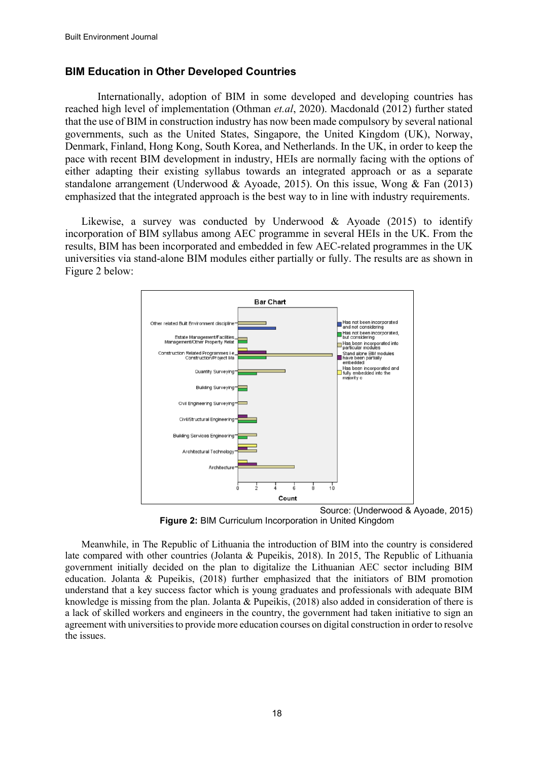## BIM Education in Other Developed Countries

Internationally, adoption of BIM in some developed and developing countries has reached high level of implementation (Othman *et.al*, 2020). Macdonald (2012) further stated that the use of BIM in construction industry has now been made compulsory by several national governments, such as the United States, Singapore, the United Kingdom (UK), Norway, Denmark, Finland, Hong Kong, South Korea, and Netherlands. In the UK, in order to keep the pace with recent BIM development in industry, HEIs are normally facing with the options of either adapting their existing syllabus towards an integrated approach or as a separate standalone arrangement (Underwood & Ayoade, 2015). On this issue, Wong & Fan (2013) emphasized that the integrated approach is the best way to in line with industry requirements.

Likewise, a survey was conducted by Underwood & Ayoade (2015) to identify incorporation of BIM syllabus among AEC programme in several HEIs in the UK. From the results, BIM has been incorporated and embedded in few AEC-related programmes in the UK universities via stand-alone BIM modules either partially or fully. The results are as shown in Figure 2 below:

Source: (Underwood & Ayoade, 2015)

**Figure 2:** BIM Curriculum Incorporation in United Kingdom

Meanwhile, in The Republic of Lithuania the introduction of BIM into the country is considered late compared with other countries (Jolanta & Pupeikis, 2018). In 2015, The Republic of Lithuania government initially decided on the plan to digitalize the Lithuanian AEC sector including BIM education. Jolanta & Pupeikis, (2018) further emphasized that the initiators of BIM promotion understand that a key success factor which is young graduates and professionals with adequate BIM knowledge is missing from the plan. Jolanta & Pupeikis, (2018) also added in consideration of there is a lack of skilled workers and engineers in the country, the government had taken initiative to sign an agreement with universities to provide more education courses on digital construction in order to resolve the issues.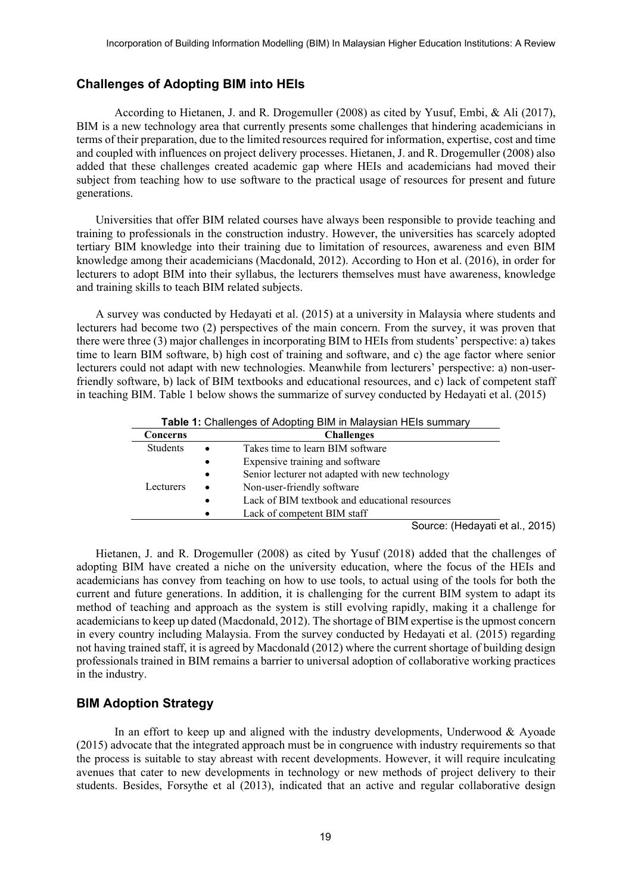## Challenges of Adopting BIM into HEIs

According to Hietanen, J. and R. Drogemuller (2008) as cited by Yusuf, Embi, & Ali (2017), BIM is a new technology area that currently presents some challenges that hindering academicians in terms of their preparation, due to the limited resources required for information, expertise, cost and time and coupled with influences on project delivery processes. Hietanen, J. and R. Drogemuller (2008) also added that these challenges created academic gap where HEIs and academicians had moved their subject from teaching how to use software to the practical usage of resources for present and future generations.

Universities that offer BIM related courses have always been responsible to provide teaching and training to professionals in the construction industry. However, the universities has scarcely adopted tertiary BIM knowledge into their training due to limitation of resources, awareness and even BIM knowledge among their academicians (Macdonald, 2012). According to Hon et al. (2016), in order for lecturers to adopt BIM into their syllabus, the lecturers themselves must have awareness, knowledge and training skills to teach BIM related subjects.

A survey was conducted by Hedayati et al. (2015) at a university in Malaysia where students and lecturers had become two (2) perspectives of the main concern. From the survey, it was proven that there were three (3) major challenges in incorporating BIM to HEIs from students' perspective: a) takes time to learn BIM software, b) high cost of training and software, and c) the age factor where senior lecturers could not adapt with new technologies. Meanwhile from lecturers' perspective: a) non-user-friendly software, b) lack of BIM textbooks and educational resources, and c) lack of competent staff in teaching BIM. Table 1 below shows the summarize of survey conducted by Hedayati et al. (2015)

**Table 1:** Challenges of Adopting BIM in Malaysian HEIs summary

| Concerns | Challenges |
|---|---|
| Students | • Takes time to learn BIM software |
| | • Expensive training and software |
| | • Senior lecturer not adapted with new technology |
| Lecturers | • Non-user-friendly software |
| | • Lack of BIM textbook and educational resources |
| | • Lack of competent BIM staff |

Source: (Hedayati et al., 2015)

Hietanen, J. and R. Drogemuller (2008) as cited by Yusuf (2018) added that the challenges of adopting BIM have created a niche on the university education, where the focus of the HEIs and academicians has convey from teaching on how to use tools, to actual using of the tools for both the current and future generations. In addition, it is challenging for the current BIM system to adapt its method of teaching and approach as the system is still evolving rapidly, making it a challenge for academicians to keep up dated (Macdonald, 2012). The shortage of BIM expertise is the upmost concern in every country including Malaysia. From the survey conducted by Hedayati et al. (2015) regarding not having trained staff, it is agreed by Macdonald (2012) where the current shortage of building design professionals trained in BIM remains a barrier to universal adoption of collaborative working practices in the industry.

## BIM Adoption Strategy

In an effort to keep up and aligned with the industry developments, Underwood & Ayoade (2015) advocate that the integrated approach must be in congruence with industry requirements so that the process is suitable to stay abreast with recent developments. However, it will require inculcating avenues that cater to new developments in technology or new methods of project delivery to their students. Besides, Forsythe et al (2013), indicated that an active and regular collaborative design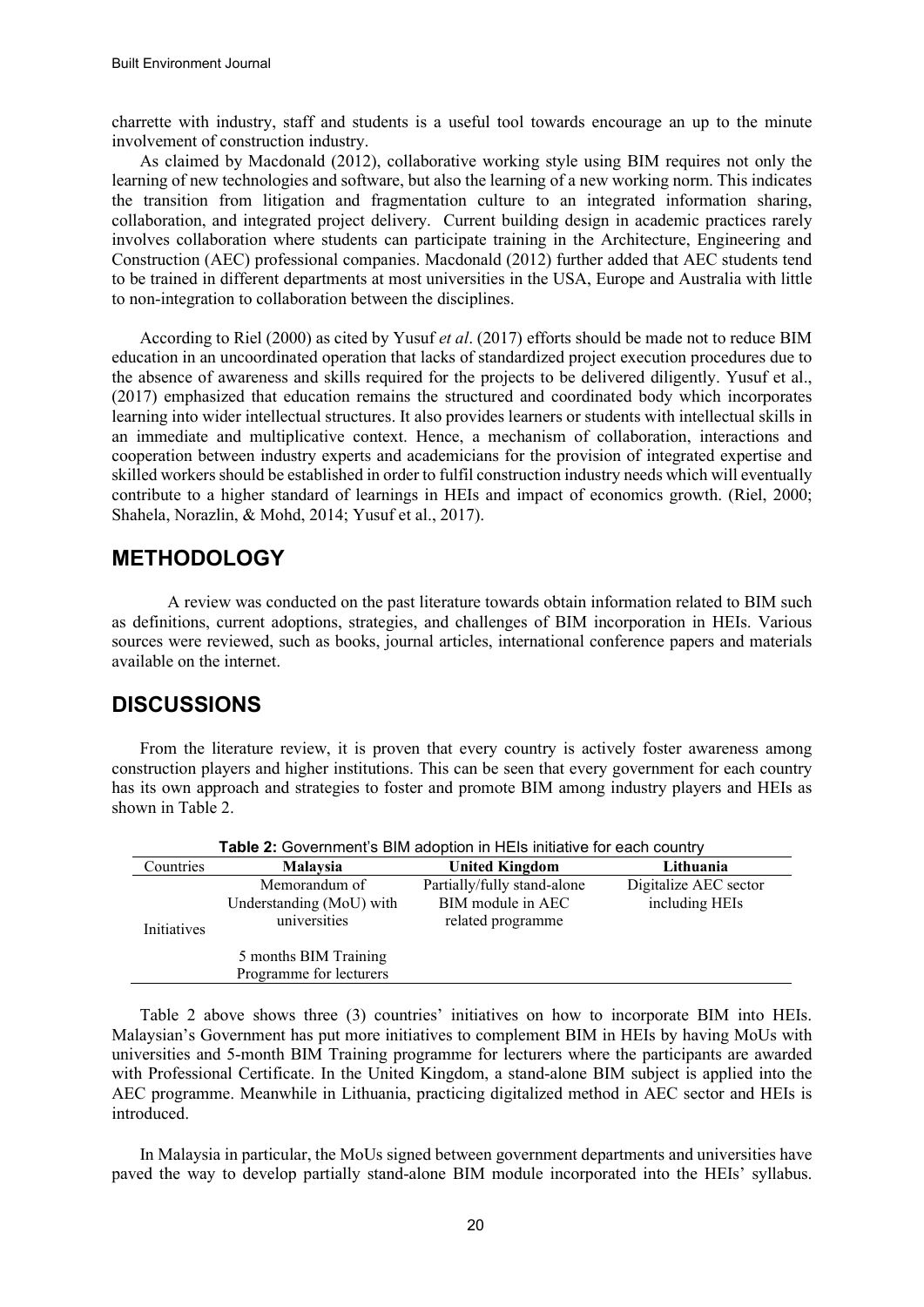charrette with industry, staff and students is a useful tool towards encourage an up to the minute involvement of construction industry.

As claimed by Macdonald (2012), collaborative working style using BIM requires not only the learning of new technologies and software, but also the learning of a new working norm. This indicates the transition from litigation and fragmentation culture to an integrated information sharing, collaboration, and integrated project delivery. Current building design in academic practices rarely involves collaboration where students can participate training in the Architecture, Engineering and Construction (AEC) professional companies. Macdonald (2012) further added that AEC students tend to be trained in different departments at most universities in the USA, Europe and Australia with little to non-integration to collaboration between the disciplines.

According to Riel (2000) as cited by Yusuf *et al*. (2017) efforts should be made not to reduce BIM education in an uncoordinated operation that lacks of standardized project execution procedures due to the absence of awareness and skills required for the projects to be delivered diligently. Yusuf et al., (2017) emphasized that education remains the structured and coordinated body which incorporates learning into wider intellectual structures. It also provides learners or students with intellectual skills in an immediate and multiplicative context. Hence, a mechanism of collaboration, interactions and cooperation between industry experts and academicians for the provision of integrated expertise and skilled workers should be established in order to fulfil construction industry needs which will eventually contribute to a higher standard of learnings in HEIs and impact of economics growth. (Riel, 2000; Shahela, Norazlin, & Mohd, 2014; Yusuf et al., 2017).

## METHODOLOGY

A review was conducted on the past literature towards obtain information related to BIM such as definitions, current adoptions, strategies, and challenges of BIM incorporation in HEIs. Various sources were reviewed, such as books, journal articles, international conference papers and materials available on the internet.

## DISCUSSIONS

From the literature review, it is proven that every country is actively foster awareness among construction players and higher institutions. This can be seen that every government for each country has its own approach and strategies to foster and promote BIM among industry players and HEIs as shown in Table 2.

**Table 2:** Government's BIM adoption in HEIs initiative for each country

| Countries | **Malaysia** | **United Kingdom** | **Lithuania** |
|---|---|---|---|
| Initiatives | Memorandum of Understanding (MoU) with universities<br><br>5 months BIM Training Programme for lecturers | Partially/fully stand-alone BIM module in AEC related programme | Digitalize AEC sector including HEIs |

Table 2 above shows three (3) countries' initiatives on how to incorporate BIM into HEIs. Malaysian's Government has put more initiatives to complement BIM in HEIs by having MoUs with universities and 5-month BIM Training programme for lecturers where the participants are awarded with Professional Certificate. In the United Kingdom, a stand-alone BIM subject is applied into the AEC programme. Meanwhile in Lithuania, practicing digitalized method in AEC sector and HEIs is introduced.

In Malaysia in particular, the MoUs signed between government departments and universities have paved the way to develop partially stand-alone BIM module incorporated into the HEIs' syllabus.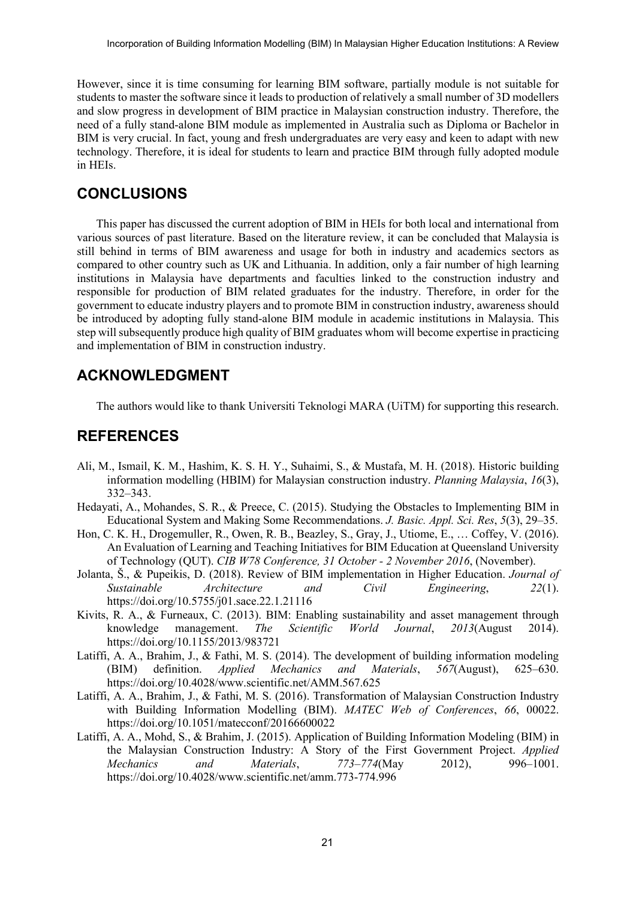However, since it is time consuming for learning BIM software, partially module is not suitable for students to master the software since it leads to production of relatively a small number of 3D modellers and slow progress in development of BIM practice in Malaysian construction industry. Therefore, the need of a fully stand-alone BIM module as implemented in Australia such as Diploma or Bachelor in BIM is very crucial. In fact, young and fresh undergraduates are very easy and keen to adapt with new technology. Therefore, it is ideal for students to learn and practice BIM through fully adopted module in HEIs.

## CONCLUSIONS

This paper has discussed the current adoption of BIM in HEIs for both local and international from various sources of past literature. Based on the literature review, it can be concluded that Malaysia is still behind in terms of BIM awareness and usage for both in industry and academics sectors as compared to other country such as UK and Lithuania. In addition, only a fair number of high learning institutions in Malaysia have departments and faculties linked to the construction industry and responsible for production of BIM related graduates for the industry. Therefore, in order for the government to educate industry players and to promote BIM in construction industry, awareness should be introduced by adopting fully stand-alone BIM module in academic institutions in Malaysia. This step will subsequently produce high quality of BIM graduates whom will become expertise in practicing and implementation of BIM in construction industry.

## ACKNOWLEDGMENT

The authors would like to thank Universiti Teknologi MARA (UiTM) for supporting this research.

## REFERENCES

- Ali, M., Ismail, K. M., Hashim, K. S. H. Y., Suhaimi, S., & Mustafa, M. H. (2018). Historic building information modelling (HBIM) for Malaysian construction industry. *Planning Malaysia*, *16*(3), 332–343.
- Hedayati, A., Mohandes, S. R., & Preece, C. (2015). Studying the Obstacles to Implementing BIM in Educational System and Making Some Recommendations. *J. Basic. Appl. Sci. Res*, *5*(3), 29–35.
- Hon, C. K. H., Drogemuller, R., Owen, R. B., Beazley, S., Gray, J., Utiome, E., … Coffey, V. (2016). An Evaluation of Learning and Teaching Initiatives for BIM Education at Queensland University of Technology (QUT). *CIB W78 Conference, 31 October - 2 November 2016*, (November).
- Jolanta, Š., & Pupeikis, D. (2018). Review of BIM implementation in Higher Education. *Journal of Sustainable Architecture and Civil Engineering*, *22*(1). https://doi.org/10.5755/j01.sace.22.1.21116
- Kivits, R. A., & Furneaux, C. (2013). BIM: Enabling sustainability and asset management through knowledge management. *The Scientific World Journal*, *2013*(August 2014). https://doi.org/10.1155/2013/983721
- Latiffi, A. A., Brahim, J., & Fathi, M. S. (2014). The development of building information modeling (BIM) definition. *Applied Mechanics and Materials*, *567*(August), 625–630. https://doi.org/10.4028/www.scientific.net/AMM.567.625
- Latiffi, A. A., Brahim, J., & Fathi, M. S. (2016). Transformation of Malaysian Construction Industry with Building Information Modelling (BIM). *MATEC Web of Conferences*, *66*, 00022. https://doi.org/10.1051/matecconf/20166600022
- Latiffi, A. A., Mohd, S., & Brahim, J. (2015). Application of Building Information Modeling (BIM) in the Malaysian Construction Industry: A Story of the First Government Project. *Applied Mechanics and Materials*, *773–774*(May 2012), 996–1001. https://doi.org/10.4028/www.scientific.net/amm.773-774.996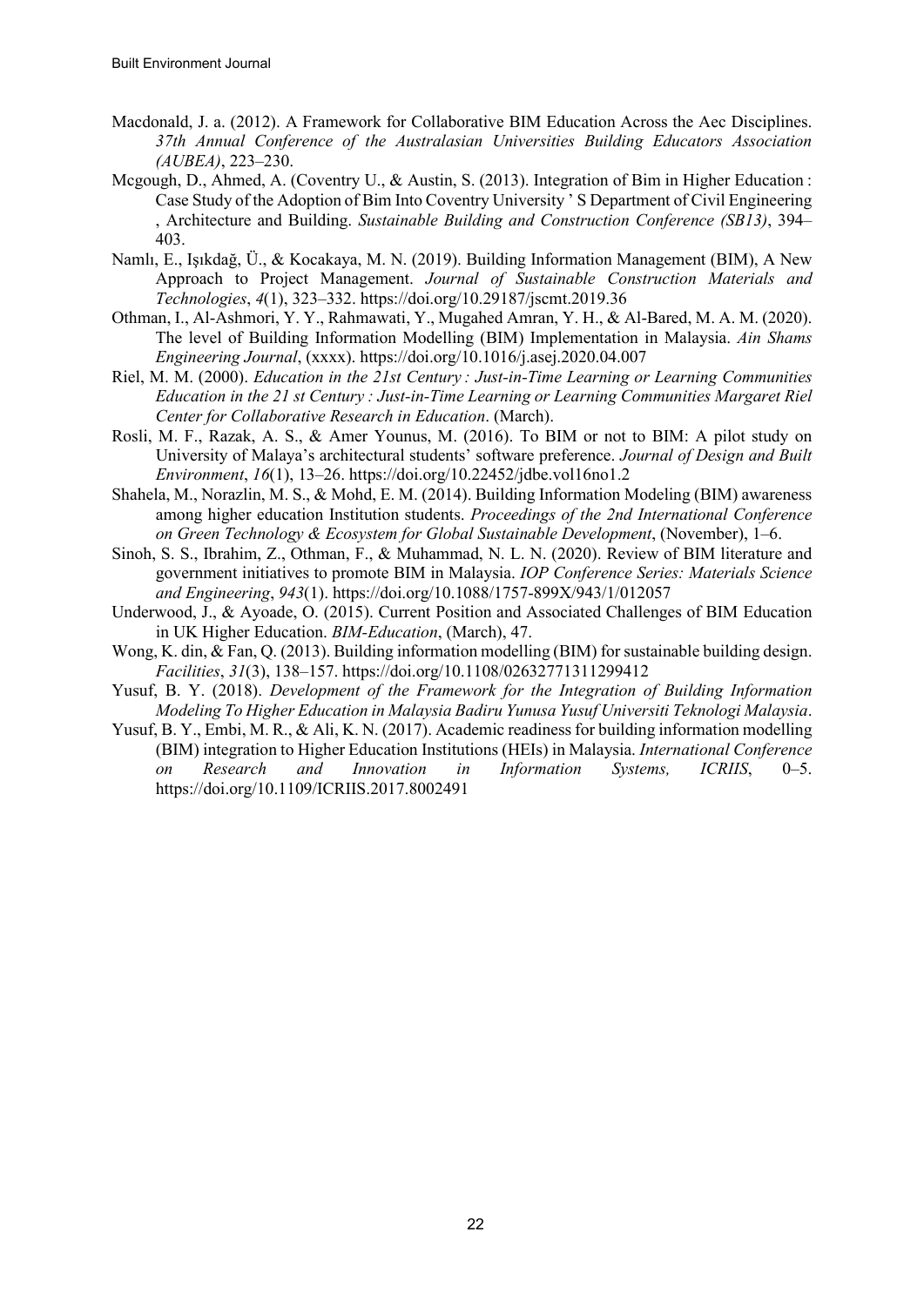Macdonald, J. a. (2012). A Framework for Collaborative BIM Education Across the Aec Disciplines. *37th Annual Conference of the Australasian Universities Building Educators Association (AUBEA)*, 223–230.

Mcgough, D., Ahmed, A. (Coventry U., & Austin, S. (2013). Integration of Bim in Higher Education : Case Study of the Adoption of Bim Into Coventry University ' S Department of Civil Engineering , Architecture and Building. *Sustainable Building and Construction Conference (SB13)*, 394–403.

Namlı, E., Işıkdağ, Ü., & Kocakaya, M. N. (2019). Building Information Management (BIM), A New Approach to Project Management. *Journal of Sustainable Construction Materials and Technologies*, *4*(1), 323–332. https://doi.org/10.29187/jscmt.2019.36

Othman, I., Al-Ashmori, Y. Y., Rahmawati, Y., Mugahed Amran, Y. H., & Al-Bared, M. A. M. (2020). The level of Building Information Modelling (BIM) Implementation in Malaysia. *Ain Shams Engineering Journal*, (xxxx). https://doi.org/10.1016/j.asej.2020.04.007

Riel, M. M. (2000). *Education in the 21st Century : Just-in-Time Learning or Learning Communities Education in the 21 st Century : Just-in-Time Learning or Learning Communities Margaret Riel Center for Collaborative Research in Education*. (March).

Rosli, M. F., Razak, A. S., & Amer Younus, M. (2016). To BIM or not to BIM: A pilot study on University of Malaya's architectural students' software preference. *Journal of Design and Built Environment*, *16*(1), 13–26. https://doi.org/10.22452/jdbe.vol16no1.2

Shahela, M., Norazlin, M. S., & Mohd, E. M. (2014). Building Information Modeling (BIM) awareness among higher education Institution students. *Proceedings of the 2nd International Conference on Green Technology & Ecosystem for Global Sustainable Development*, (November), 1–6.

Sinoh, S. S., Ibrahim, Z., Othman, F., & Muhammad, N. L. N. (2020). Review of BIM literature and government initiatives to promote BIM in Malaysia. *IOP Conference Series: Materials Science and Engineering*, *943*(1). https://doi.org/10.1088/1757-899X/943/1/012057

Underwood, J., & Ayoade, O. (2015). Current Position and Associated Challenges of BIM Education in UK Higher Education. *BIM-Education*, (March), 47.

Wong, K. din, & Fan, Q. (2013). Building information modelling (BIM) for sustainable building design. *Facilities*, *31*(3), 138–157. https://doi.org/10.1108/02632771311299412

Yusuf, B. Y. (2018). *Development of the Framework for the Integration of Building Information Modeling To Higher Education in Malaysia Badiru Yunusa Yusuf Universiti Teknologi Malaysia*.

Yusuf, B. Y., Embi, M. R., & Ali, K. N. (2017). Academic readiness for building information modelling (BIM) integration to Higher Education Institutions (HEIs) in Malaysia. *International Conference on Research and Innovation in Information Systems, ICRIIS*, 0–5. https://doi.org/10.1109/ICRIIS.2017.8002491